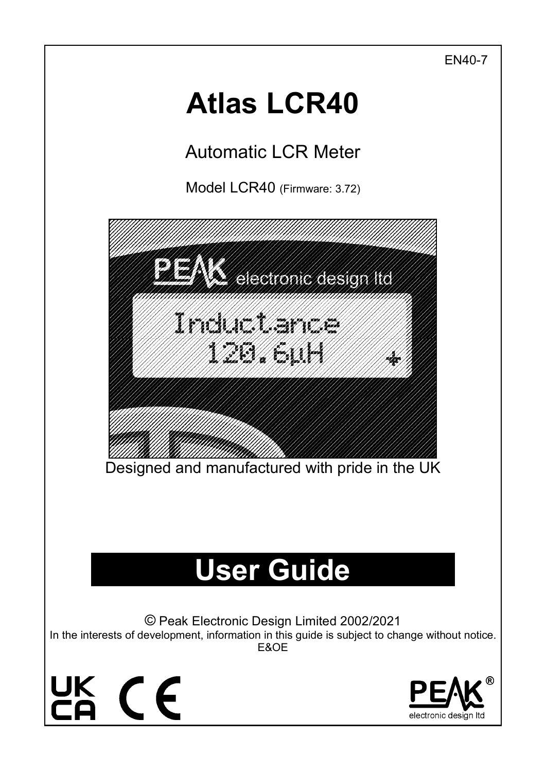EN40-7

# Atlas LCR40

## Automatic LCR Meter

Model LCR40 (Firmware: 3.72)

Designed and manufactured with pride in the UK

# User Guide

© Peak Electronic Design Limited 2002/2021

In the interests of development, information in this guide is subject to change without notice.

E&OE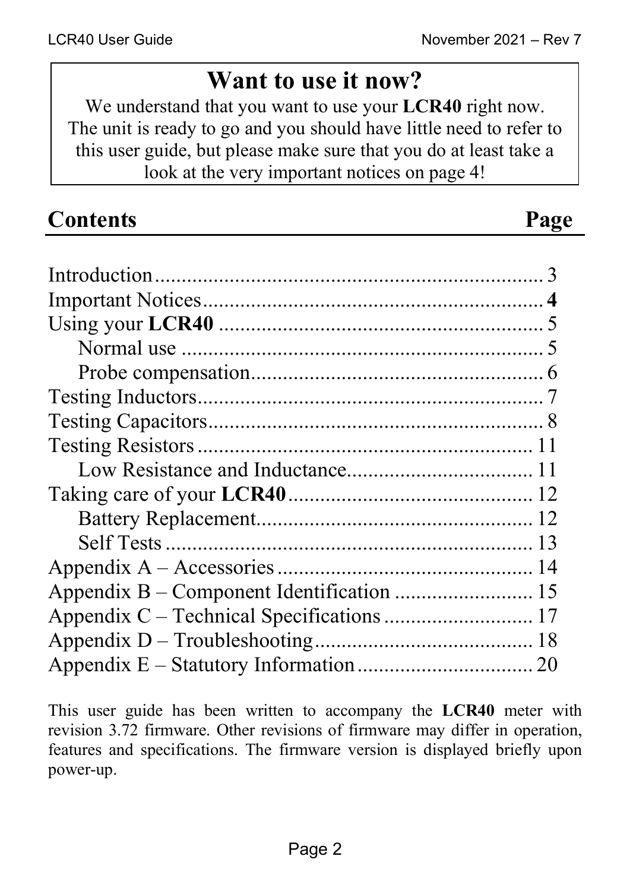## Want to use it now?

We understand that you want to use your **LCR40** right now. The unit is ready to go and you should have little need to refer to this user guide, but please make sure that you do at least take a look at the very important notices on page 4!

## Contents — Page

| Section | Page |
|---|---|
| Introduction | 3 |
| Important Notices | **4** |
| Using your **LCR40** | 5 |
| Normal use | 5 |
| Probe compensation | 6 |
| Testing Inductors | 7 |
| Testing Capacitors | 8 |
| Testing Resistors | 11 |
| Low Resistance and Inductance | 11 |
| Taking care of your **LCR40** | 12 |
| Battery Replacement | 12 |
| Self Tests | 13 |
| Appendix A – Accessories | 14 |
| Appendix B – Component Identification | 15 |
| Appendix C – Technical Specifications | 17 |
| Appendix D – Troubleshooting | 18 |
| Appendix E – Statutory Information | 20 |

This user guide has been written to accompany the **LCR40** meter with revision 3.72 firmware. Other revisions of firmware may differ in operation, features and specifications. The firmware version is displayed briefly upon power-up.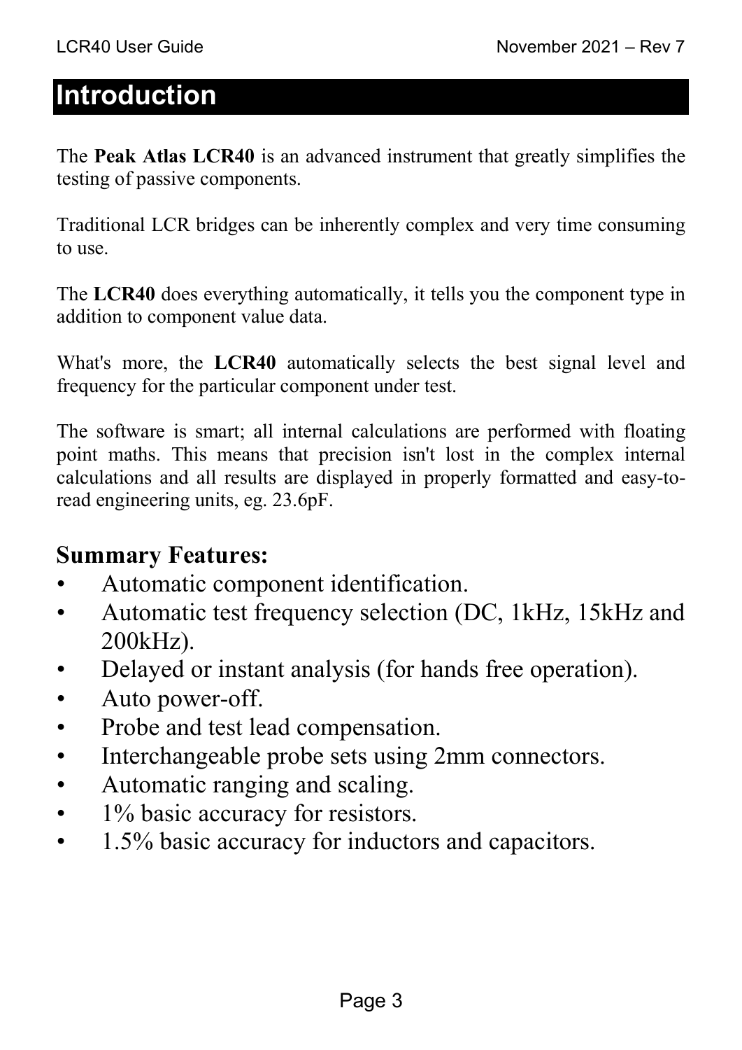# Introduction

The **Peak Atlas LCR40** is an advanced instrument that greatly simplifies the testing of passive components.

Traditional LCR bridges can be inherently complex and very time consuming to use.

The **LCR40** does everything automatically, it tells you the component type in addition to component value data.

What's more, the **LCR40** automatically selects the best signal level and frequency for the particular component under test.

The software is smart; all internal calculations are performed with floating point maths. This means that precision isn't lost in the complex internal calculations and all results are displayed in properly formatted and easy-to-read engineering units, eg. 23.6pF.

## Summary Features:

- Automatic component identification.
- Automatic test frequency selection (DC, 1kHz, 15kHz and 200kHz).
- Delayed or instant analysis (for hands free operation).
- Auto power-off.
- Probe and test lead compensation.
- Interchangeable probe sets using 2mm connectors.
- Automatic ranging and scaling.
- 1% basic accuracy for resistors.
- 1.5% basic accuracy for inductors and capacitors.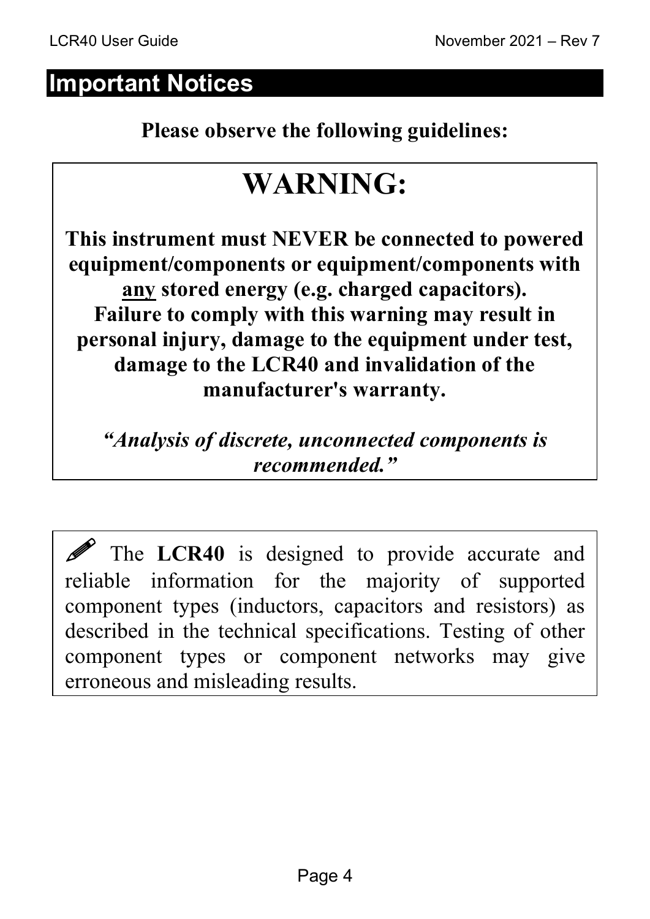## Important Notices

**Please observe the following guidelines:**

# WARNING:

**This instrument must NEVER be connected to powered equipment/components or equipment/components with <u>any</u> stored energy (e.g. charged capacitors). Failure to comply with this warning may result in personal injury, damage to the equipment under test, damage to the LCR40 and invalidation of the manufacturer's warranty.**

***"Analysis of discrete, unconnected components is recommended."***

✎ The **LCR40** is designed to provide accurate and reliable information for the majority of supported component types (inductors, capacitors and resistors) as described in the technical specifications. Testing of other component types or component networks may give erroneous and misleading results.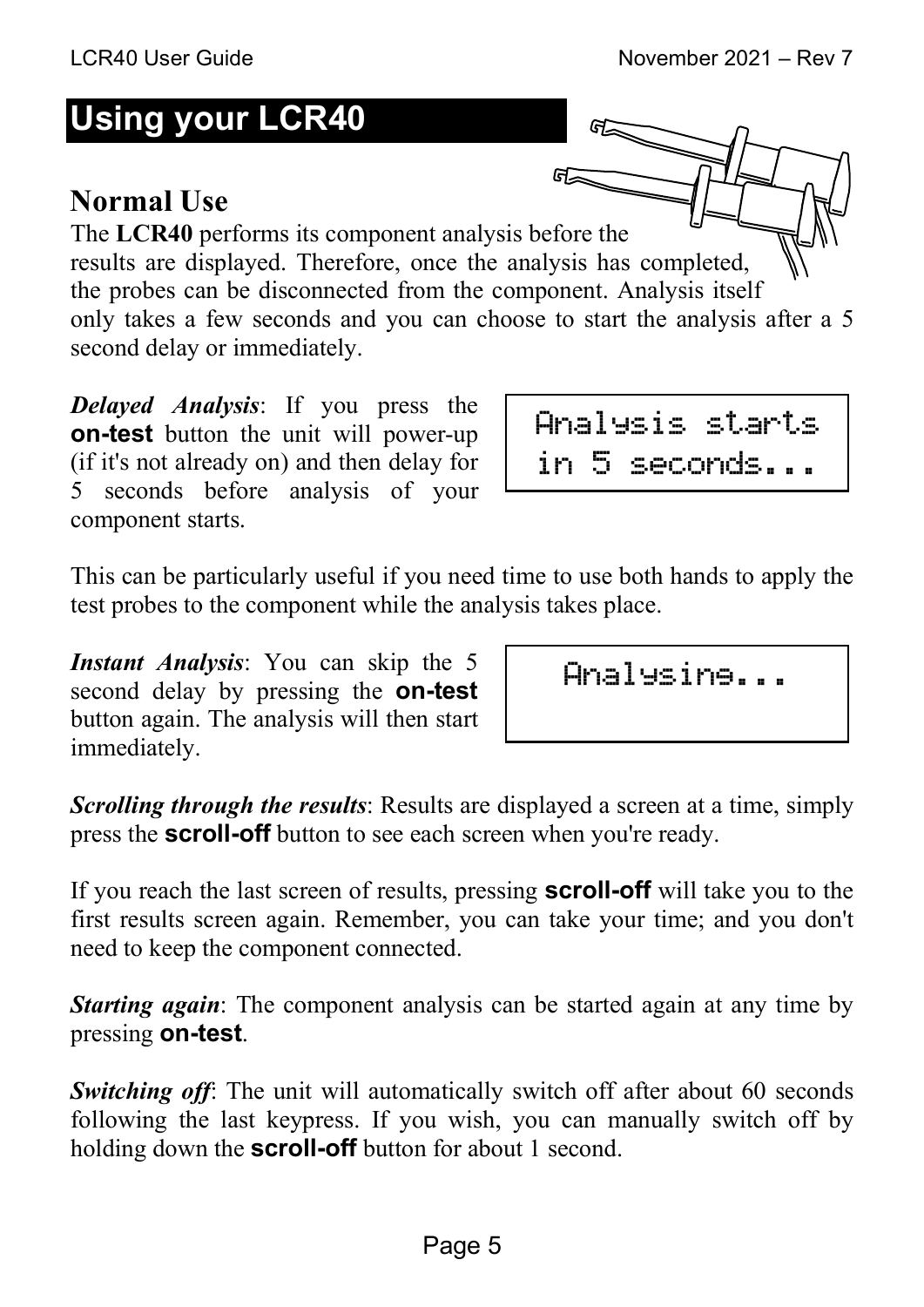# Using your LCR40

## Normal Use

The **LCR40** performs its component analysis before the results are displayed. Therefore, once the analysis has completed, the probes can be disconnected from the component. Analysis itself only takes a few seconds and you can choose to start the analysis after a 5 second delay or immediately.

***Delayed Analysis***: If you press the **on-test** button the unit will power-up (if it's not already on) and then delay for 5 seconds before analysis of your component starts.

```
Analysis starts
in 5 seconds...
```

This can be particularly useful if you need time to use both hands to apply the test probes to the component while the analysis takes place.

***Instant Analysis***: You can skip the 5 second delay by pressing the **on-test** button again. The analysis will then start immediately.

```
Analysing...
```

***Scrolling through the results***: Results are displayed a screen at a time, simply press the **scroll-off** button to see each screen when you're ready.

If you reach the last screen of results, pressing **scroll-off** will take you to the first results screen again. Remember, you can take your time; and you don't need to keep the component connected.

***Starting again***: The component analysis can be started again at any time by pressing **on-test**.

***Switching off***: The unit will automatically switch off after about 60 seconds following the last keypress. If you wish, you can manually switch off by holding down the **scroll-off** button for about 1 second.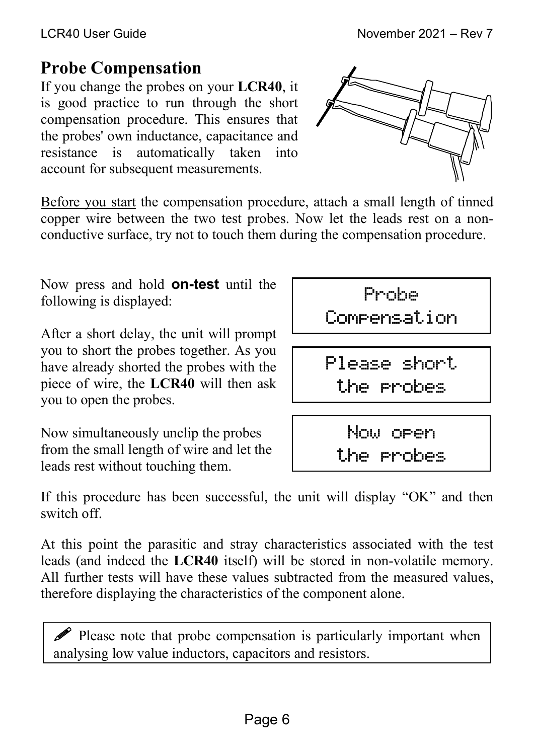## Probe Compensation

If you change the probes on your **LCR40**, it is good practice to run through the short compensation procedure. This ensures that the probes' own inductance, capacitance and resistance is automatically taken into account for subsequent measurements.

Before you start the compensation procedure, attach a small length of tinned copper wire between the two test probes. Now let the leads rest on a non-conductive surface, try not to touch them during the compensation procedure.

Now press and hold **on-test** until the following is displayed:

```
Probe
Compensation
```

After a short delay, the unit will prompt you to short the probes together. As you have already shorted the probes with the piece of wire, the **LCR40** will then ask you to open the probes.

```
Please short
the probes
```

Now simultaneously unclip the probes from the small length of wire and let the leads rest without touching them.

```
Now open
the probes
```

If this procedure has been successful, the unit will display "OK" and then switch off.

At this point the parasitic and stray characteristics associated with the test leads (and indeed the **LCR40** itself) will be stored in non-volatile memory. All further tests will have these values subtracted from the measured values, therefore displaying the characteristics of the component alone.

> ✎ Please note that probe compensation is particularly important when analysing low value inductors, capacitors and resistors.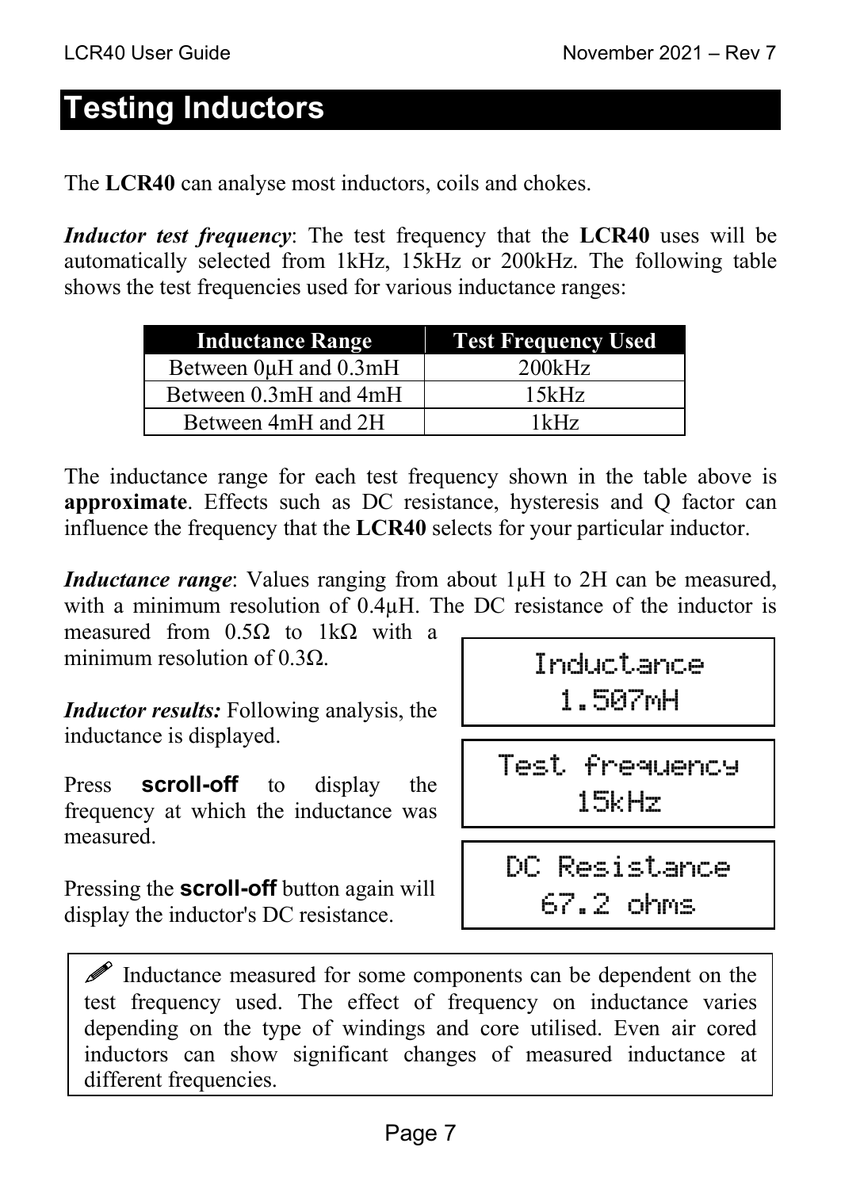# Testing Inductors

The **LCR40** can analyse most inductors, coils and chokes.

***Inductor test frequency***: The test frequency that the **LCR40** uses will be automatically selected from 1kHz, 15kHz or 200kHz. The following table shows the test frequencies used for various inductance ranges:

| Inductance Range | Test Frequency Used |
|---|---|
| Between 0µH and 0.3mH | 200kHz |
| Between 0.3mH and 4mH | 15kHz |
| Between 4mH and 2H | 1kHz |

The inductance range for each test frequency shown in the table above is **approximate**. Effects such as DC resistance, hysteresis and Q factor can influence the frequency that the **LCR40** selects for your particular inductor.

***Inductance range***: Values ranging from about 1µH to 2H can be measured, with a minimum resolution of 0.4µH. The DC resistance of the inductor is measured from 0.5Ω to 1kΩ with a minimum resolution of 0.3Ω.

***Inductor results:*** Following analysis, the inductance is displayed.

```
Inductance
 1.507mH
```

Press **scroll-off** to display the frequency at which the inductance was measured.

```
Test frequency
    15kHz
```

Pressing the **scroll-off** button again will display the inductor's DC resistance.

```
DC Resistance
  67.2 ohms
```

✎ Inductance measured for some components can be dependent on the test frequency used. The effect of frequency on inductance varies depending on the type of windings and core utilised. Even air cored inductors can show significant changes of measured inductance at different frequencies.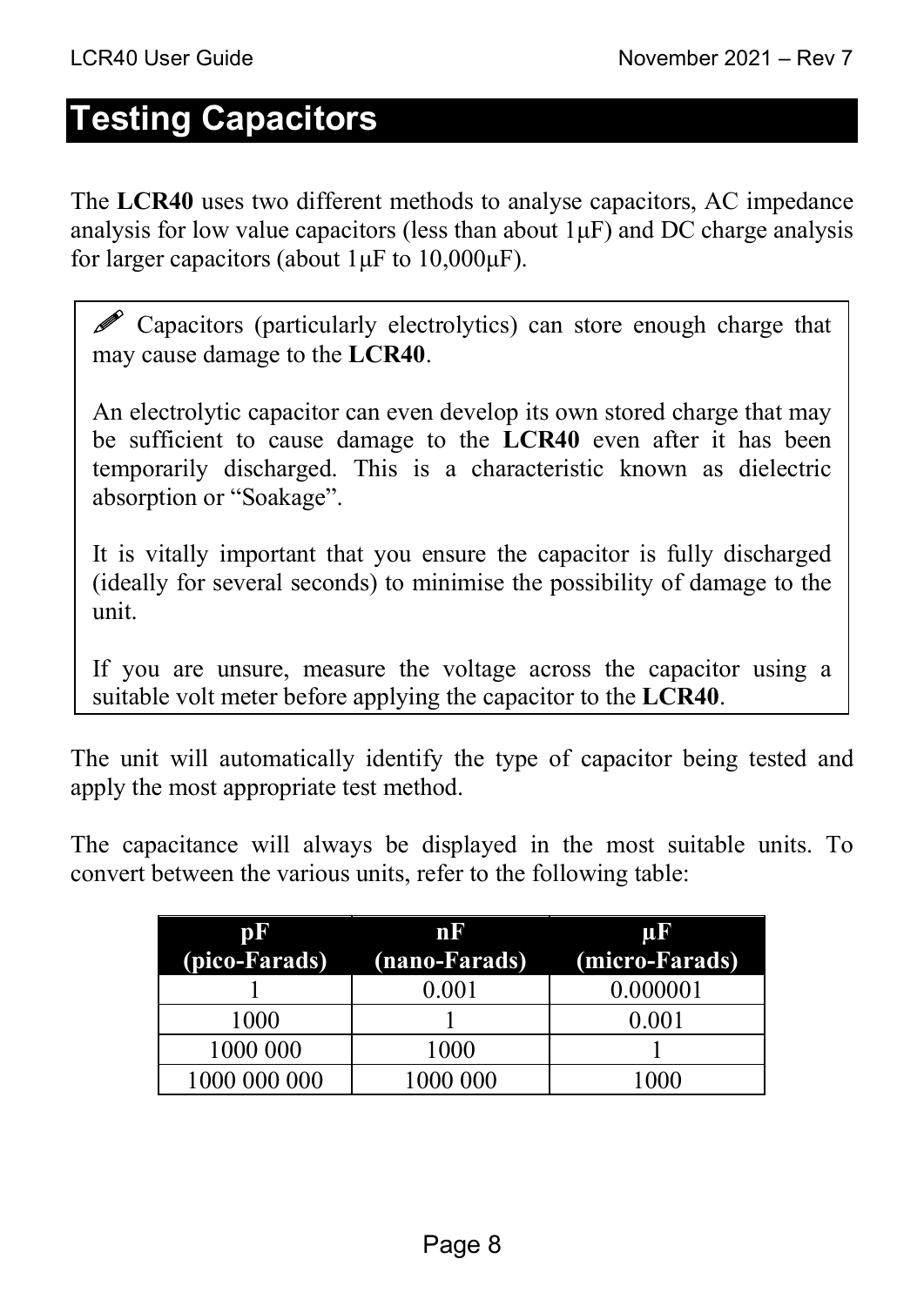# Testing Capacitors

The **LCR40** uses two different methods to analyse capacitors, AC impedance analysis for low value capacitors (less than about 1µF) and DC charge analysis for larger capacitors (about 1µF to 10,000µF).

> ✎ Capacitors (particularly electrolytics) can store enough charge that may cause damage to the **LCR40**.
>
> An electrolytic capacitor can even develop its own stored charge that may be sufficient to cause damage to the **LCR40** even after it has been temporarily discharged. This is a characteristic known as dielectric absorption or "Soakage".
>
> It is vitally important that you ensure the capacitor is fully discharged (ideally for several seconds) to minimise the possibility of damage to the unit.
>
> If you are unsure, measure the voltage across the capacitor using a suitable volt meter before applying the capacitor to the **LCR40**.

The unit will automatically identify the type of capacitor being tested and apply the most appropriate test method.

The capacitance will always be displayed in the most suitable units. To convert between the various units, refer to the following table:

| pF (pico-Farads) | nF (nano-Farads) | µF (micro-Farads) |
|---|---|---|
| 1 | 0.001 | 0.000001 |
| 1000 | 1 | 0.001 |
| 1000 000 | 1000 | 1 |
| 1000 000 000 | 1000 000 | 1000 |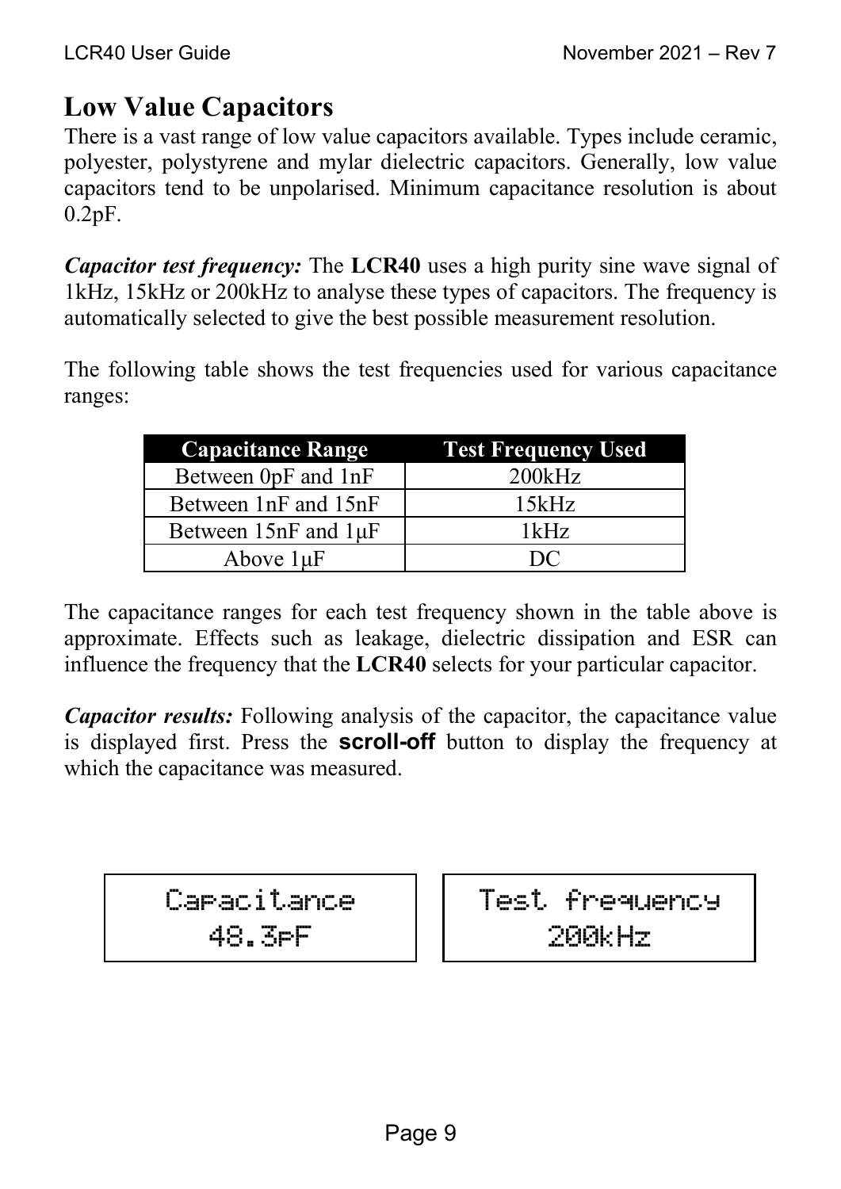## Low Value Capacitors

There is a vast range of low value capacitors available. Types include ceramic, polyester, polystyrene and mylar dielectric capacitors. Generally, low value capacitors tend to be unpolarised. Minimum capacitance resolution is about 0.2pF.

***Capacitor test frequency:*** The **LCR40** uses a high purity sine wave signal of 1kHz, 15kHz or 200kHz to analyse these types of capacitors. The frequency is automatically selected to give the best possible measurement resolution.

The following table shows the test frequencies used for various capacitance ranges:

| Capacitance Range | Test Frequency Used |
|---|---|
| Between 0pF and 1nF | 200kHz |
| Between 1nF and 15nF | 15kHz |
| Between 15nF and 1µF | 1kHz |
| Above 1µF | DC |

The capacitance ranges for each test frequency shown in the table above is approximate. Effects such as leakage, dielectric dissipation and ESR can influence the frequency that the **LCR40** selects for your particular capacitor.

***Capacitor results:*** Following analysis of the capacitor, the capacitance value is displayed first. Press the **scroll-off** button to display the frequency at which the capacitance was measured.

```
Capacitance
  48.3pF
```

```
Test frequency
    200kHz
```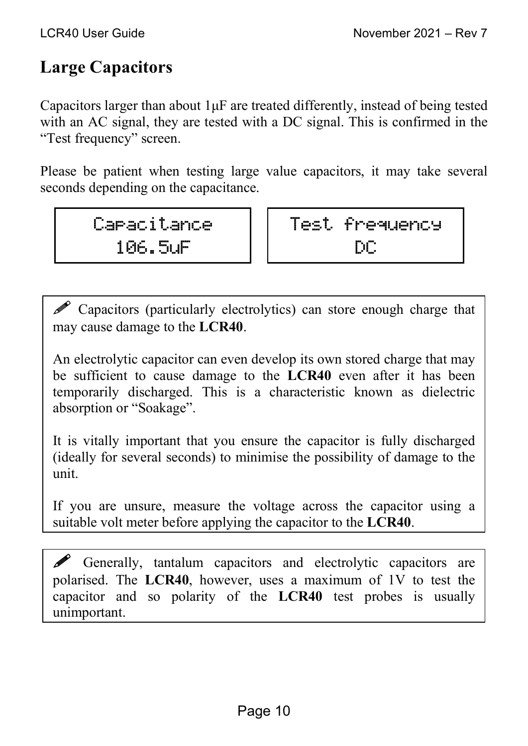## Large Capacitors

Capacitors larger than about 1µF are treated differently, instead of being tested with an AC signal, they are tested with a DC signal. This is confirmed in the "Test frequency" screen.

Please be patient when testing large value capacitors, it may take several seconds depending on the capacitance.

```
Capacitance
  106.5uF
```

```
Test frequency
      DC
```

> ✎ Capacitors (particularly electrolytics) can store enough charge that may cause damage to the **LCR40**.
>
> An electrolytic capacitor can even develop its own stored charge that may be sufficient to cause damage to the **LCR40** even after it has been temporarily discharged. This is a characteristic known as dielectric absorption or "Soakage".
>
> It is vitally important that you ensure the capacitor is fully discharged (ideally for several seconds) to minimise the possibility of damage to the unit.
>
> If you are unsure, measure the voltage across the capacitor using a suitable volt meter before applying the capacitor to the **LCR40**.

> ✎ Generally, tantalum capacitors and electrolytic capacitors are polarised. The **LCR40**, however, uses a maximum of 1V to test the capacitor and so polarity of the **LCR40** test probes is usually unimportant.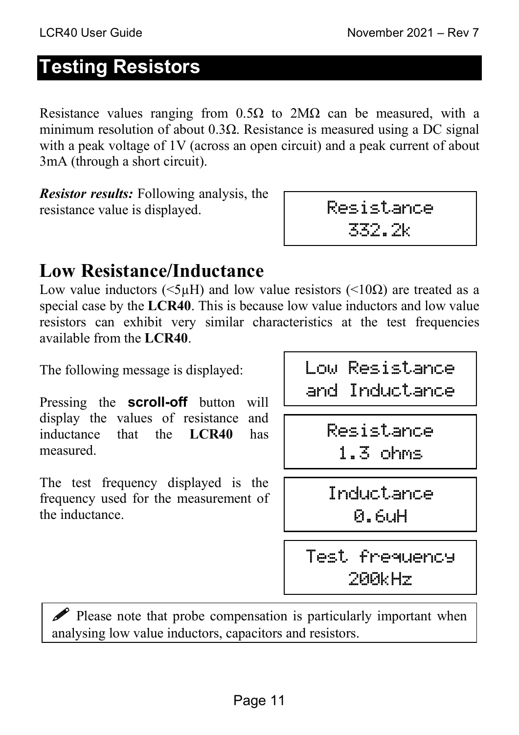# Testing Resistors

Resistance values ranging from 0.5Ω to 2MΩ can be measured, with a minimum resolution of about 0.3Ω. Resistance is measured using a DC signal with a peak voltage of 1V (across an open circuit) and a peak current of about 3mA (through a short circuit).

***Resistor results:*** Following analysis, the resistance value is displayed.

```
Resistance
  332.2k
```

## Low Resistance/Inductance

Low value inductors (<5µH) and low value resistors (<10Ω) are treated as a special case by the **LCR40**. This is because low value inductors and low value resistors can exhibit very similar characteristics at the test frequencies available from the **LCR40**.

The following message is displayed:

```
Low Resistance
and Inductance
```

Pressing the **scroll-off** button will display the values of resistance and inductance that the **LCR40** has measured.

```
Resistance
 1.3 ohms
```

```
Inductance
  0.6uH
```

The test frequency displayed is the frequency used for the measurement of the inductance.

```
Test frequency
    200kHz
```

✎ Please note that probe compensation is particularly important when analysing low value inductors, capacitors and resistors.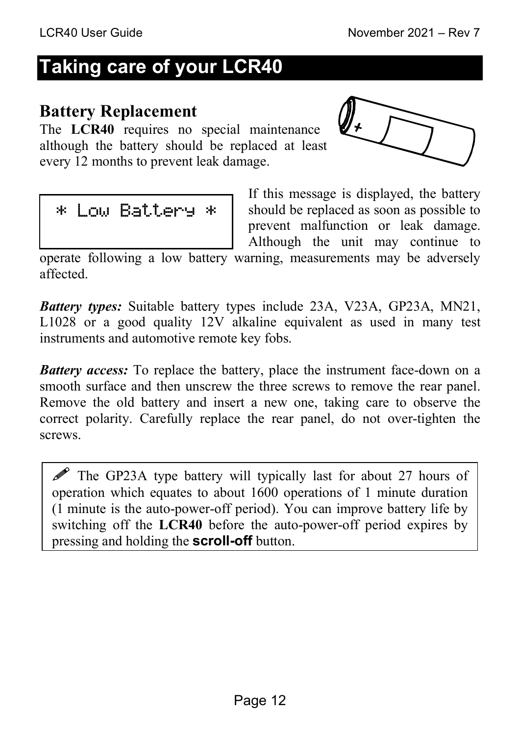# Taking care of your LCR40

## Battery Replacement

The **LCR40** requires no special maintenance although the battery should be replaced at least every 12 months to prevent leak damage.

```
* Low Battery *
```

If this message is displayed, the battery should be replaced as soon as possible to prevent malfunction or leak damage. Although the unit may continue to operate following a low battery warning, measurements may be adversely affected.

***Battery types:*** Suitable battery types include 23A, V23A, GP23A, MN21, L1028 or a good quality 12V alkaline equivalent as used in many test instruments and automotive remote key fobs.

***Battery access:*** To replace the battery, place the instrument face-down on a smooth surface and then unscrew the three screws to remove the rear panel. Remove the old battery and insert a new one, taking care to observe the correct polarity. Carefully replace the rear panel, do not over-tighten the screws.

> ✎ The GP23A type battery will typically last for about 27 hours of operation which equates to about 1600 operations of 1 minute duration (1 minute is the auto-power-off period). You can improve battery life by switching off the **LCR40** before the auto-power-off period expires by pressing and holding the **scroll-off** button.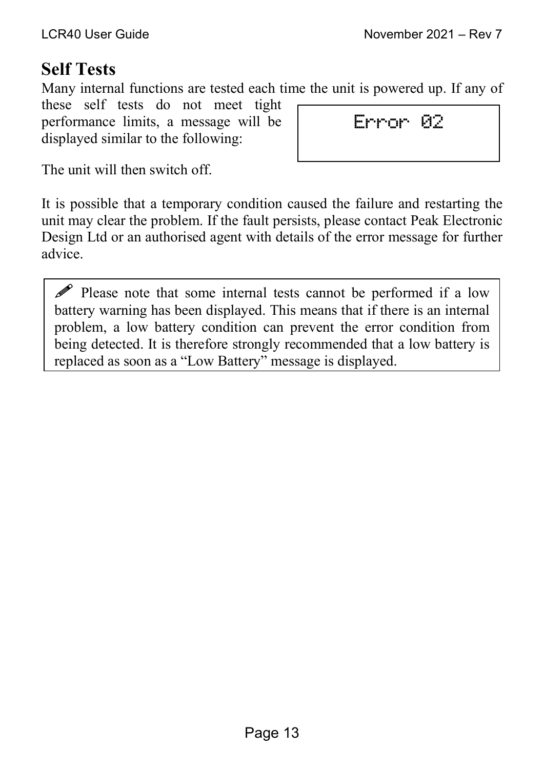## Self Tests

Many internal functions are tested each time the unit is powered up. If any of these self tests do not meet tight performance limits, a message will be displayed similar to the following:

```
Error 02
```

The unit will then switch off.

It is possible that a temporary condition caused the failure and restarting the unit may clear the problem. If the fault persists, please contact Peak Electronic Design Ltd or an authorised agent with details of the error message for further advice.

> ✎ Please note that some internal tests cannot be performed if a low battery warning has been displayed. This means that if there is an internal problem, a low battery condition can prevent the error condition from being detected. It is therefore strongly recommended that a low battery is replaced as soon as a "Low Battery" message is displayed.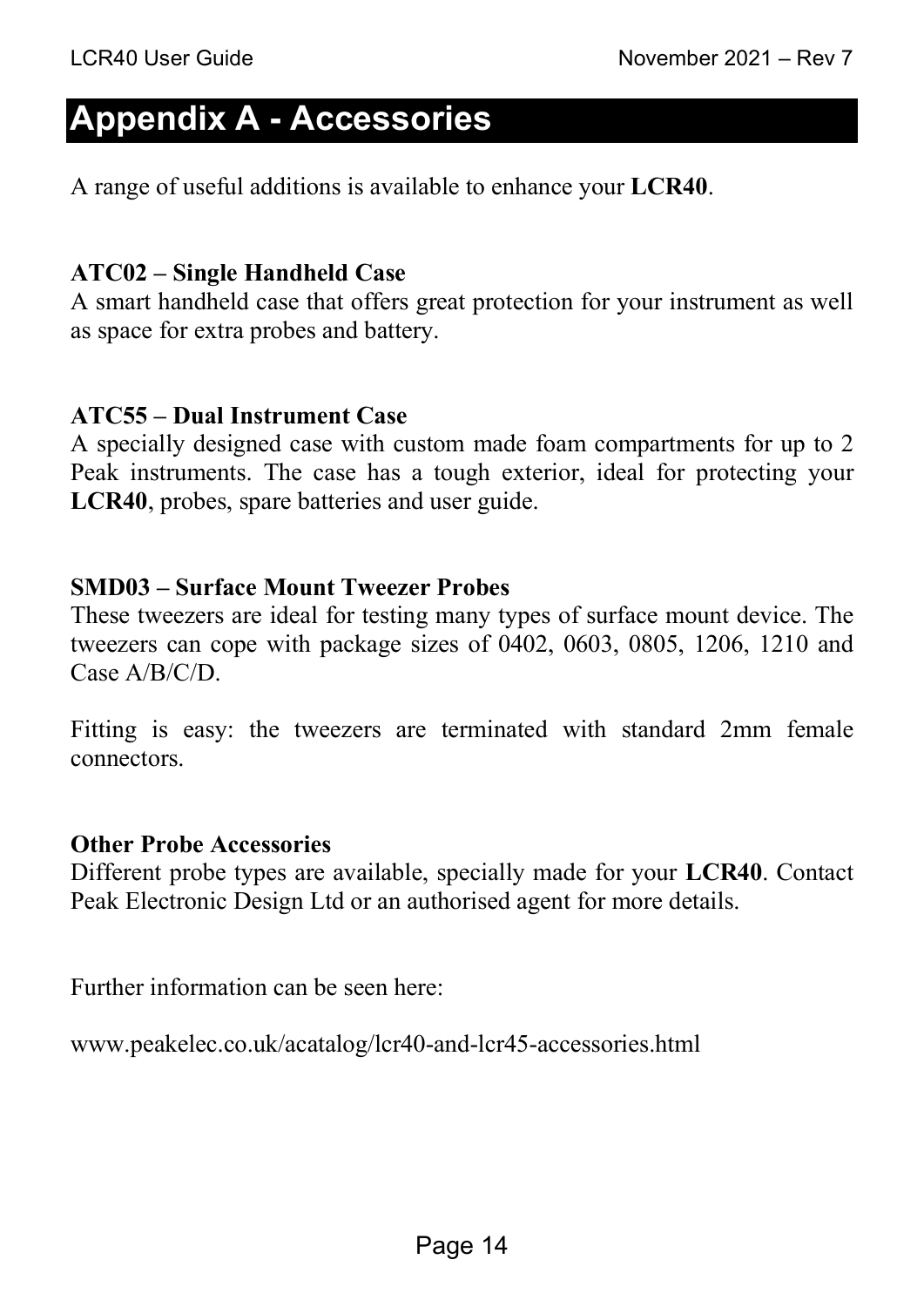# Appendix A - Accessories

A range of useful additions is available to enhance your **LCR40**.

**ATC02 – Single Handheld Case**
A smart handheld case that offers great protection for your instrument as well as space for extra probes and battery.

**ATC55 – Dual Instrument Case**
A specially designed case with custom made foam compartments for up to 2 Peak instruments. The case has a tough exterior, ideal for protecting your **LCR40**, probes, spare batteries and user guide.

**SMD03 – Surface Mount Tweezer Probes**
These tweezers are ideal for testing many types of surface mount device. The tweezers can cope with package sizes of 0402, 0603, 0805, 1206, 1210 and Case A/B/C/D.

Fitting is easy: the tweezers are terminated with standard 2mm female connectors.

**Other Probe Accessories**
Different probe types are available, specially made for your **LCR40**. Contact Peak Electronic Design Ltd or an authorised agent for more details.

Further information can be seen here:

www.peakelec.co.uk/acatalog/lcr40-and-lcr45-accessories.html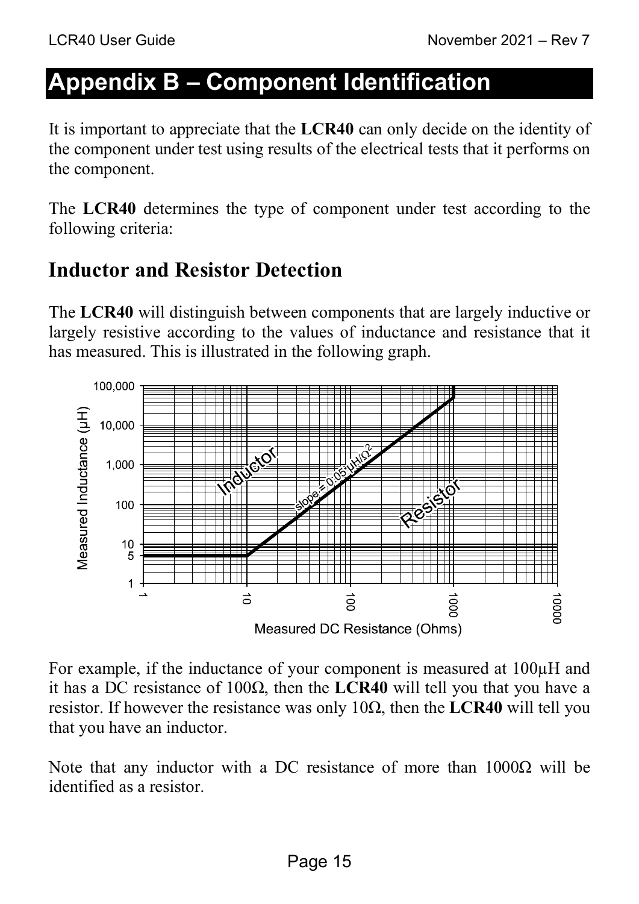# Appendix B – Component Identification

It is important to appreciate that the **LCR40** can only decide on the identity of the component under test using results of the electrical tests that it performs on the component.

The **LCR40** determines the type of component under test according to the following criteria:

## Inductor and Resistor Detection

The **LCR40** will distinguish between components that are largely inductive or largely resistive according to the values of inductance and resistance that it has measured. This is illustrated in the following graph.

For example, if the inductance of your component is measured at 100µH and it has a DC resistance of 100Ω, then the **LCR40** will tell you that you have a resistor. If however the resistance was only 10Ω, then the **LCR40** will tell you that you have an inductor.

Note that any inductor with a DC resistance of more than 1000Ω will be identified as a resistor.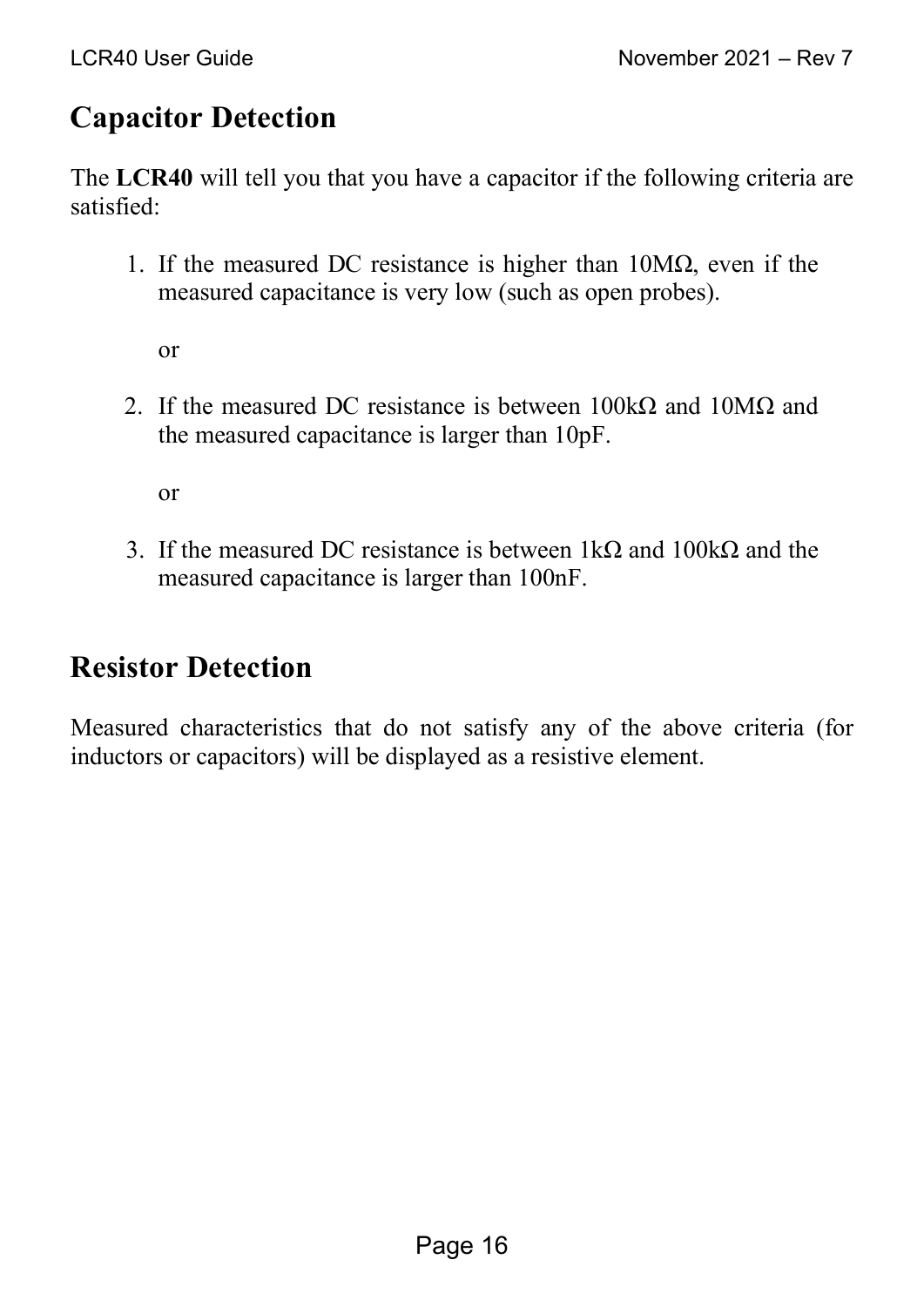## Capacitor Detection

The **LCR40** will tell you that you have a capacitor if the following criteria are satisfied:

1. If the measured DC resistance is higher than 10MΩ, even if the measured capacitance is very low (such as open probes).

   or

2. If the measured DC resistance is between 100kΩ and 10MΩ and the measured capacitance is larger than 10pF.

   or

3. If the measured DC resistance is between 1kΩ and 100kΩ and the measured capacitance is larger than 100nF.

## Resistor Detection

Measured characteristics that do not satisfy any of the above criteria (for inductors or capacitors) will be displayed as a resistive element.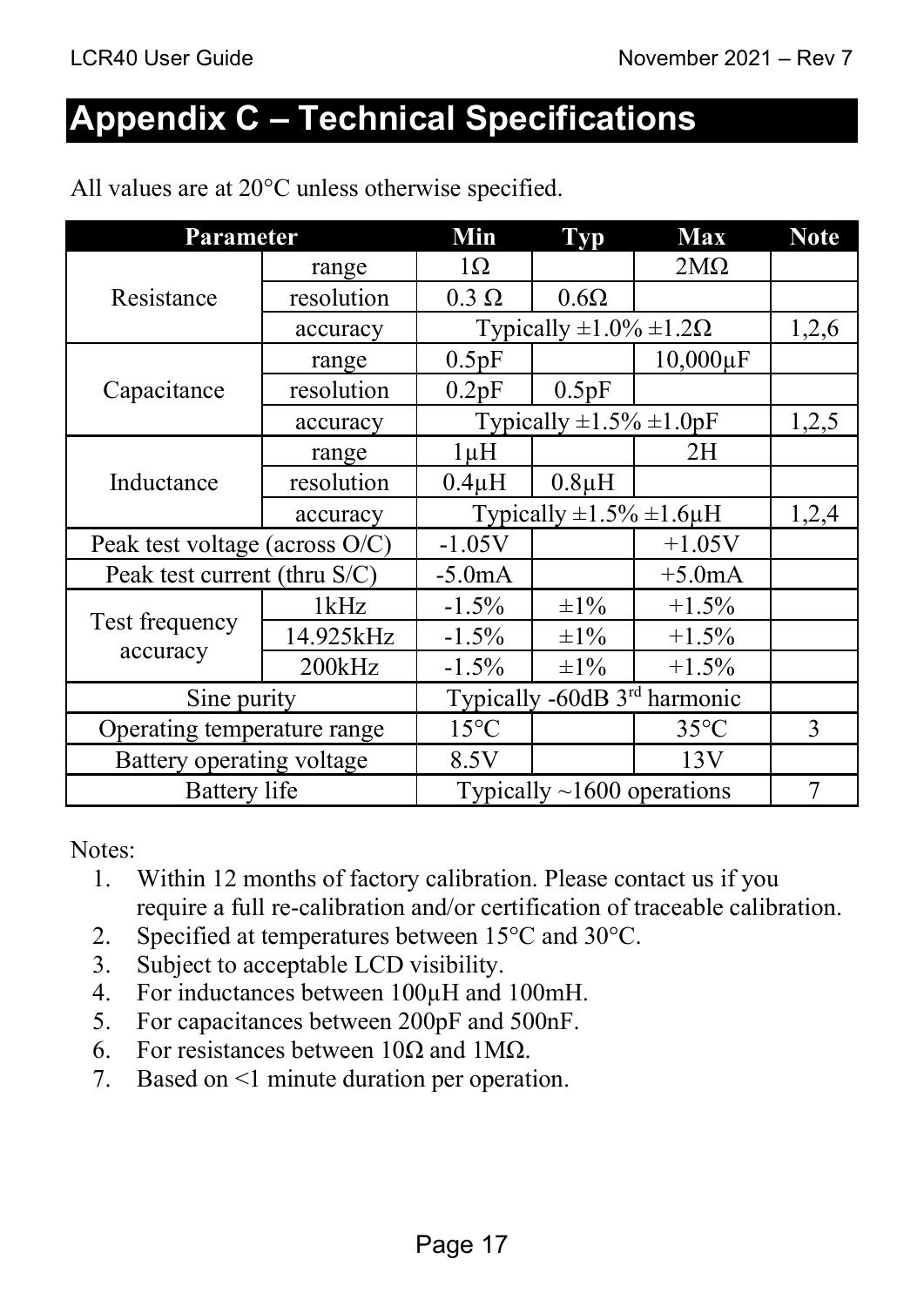# Appendix C – Technical Specifications

All values are at 20°C unless otherwise specified.

| Parameter | | Min | Typ | Max | Note |
|---|---|---|---|---|---|
| Resistance | range | 1Ω | | 2MΩ | |
| | resolution | 0.3 Ω | 0.6Ω | | |
| | accuracy | Typically ±1.0% ±1.2Ω | | | 1,2,6 |
| Capacitance | range | 0.5pF | | 10,000μF | |
| | resolution | 0.2pF | 0.5pF | | |
| | accuracy | Typically ±1.5% ±1.0pF | | | 1,2,5 |
| Inductance | range | 1μH | | 2H | |
| | resolution | 0.4μH | 0.8μH | | |
| | accuracy | Typically ±1.5% ±1.6μH | | | 1,2,4 |
| Peak test voltage (across O/C) | | -1.05V | | +1.05V | |
| Peak test current (thru S/C) | | -5.0mA | | +5.0mA | |
| Test frequency accuracy | 1kHz | -1.5% | ±1% | +1.5% | |
| | 14.925kHz | -1.5% | ±1% | +1.5% | |
| | 200kHz | -1.5% | ±1% | +1.5% | |
| Sine purity | | Typically -60dB 3rd harmonic | | | |
| Operating temperature range | | 15°C | | 35°C | 3 |
| Battery operating voltage | | 8.5V | | 13V | |
| Battery life | | Typically ~1600 operations | | | 7 |

Notes:

1. Within 12 months of factory calibration. Please contact us if you require a full re-calibration and/or certification of traceable calibration.
2. Specified at temperatures between 15°C and 30°C.
3. Subject to acceptable LCD visibility.
4. For inductances between 100μH and 100mH.
5. For capacitances between 200pF and 500nF.
6. For resistances between 10Ω and 1MΩ.
7. Based on <1 minute duration per operation.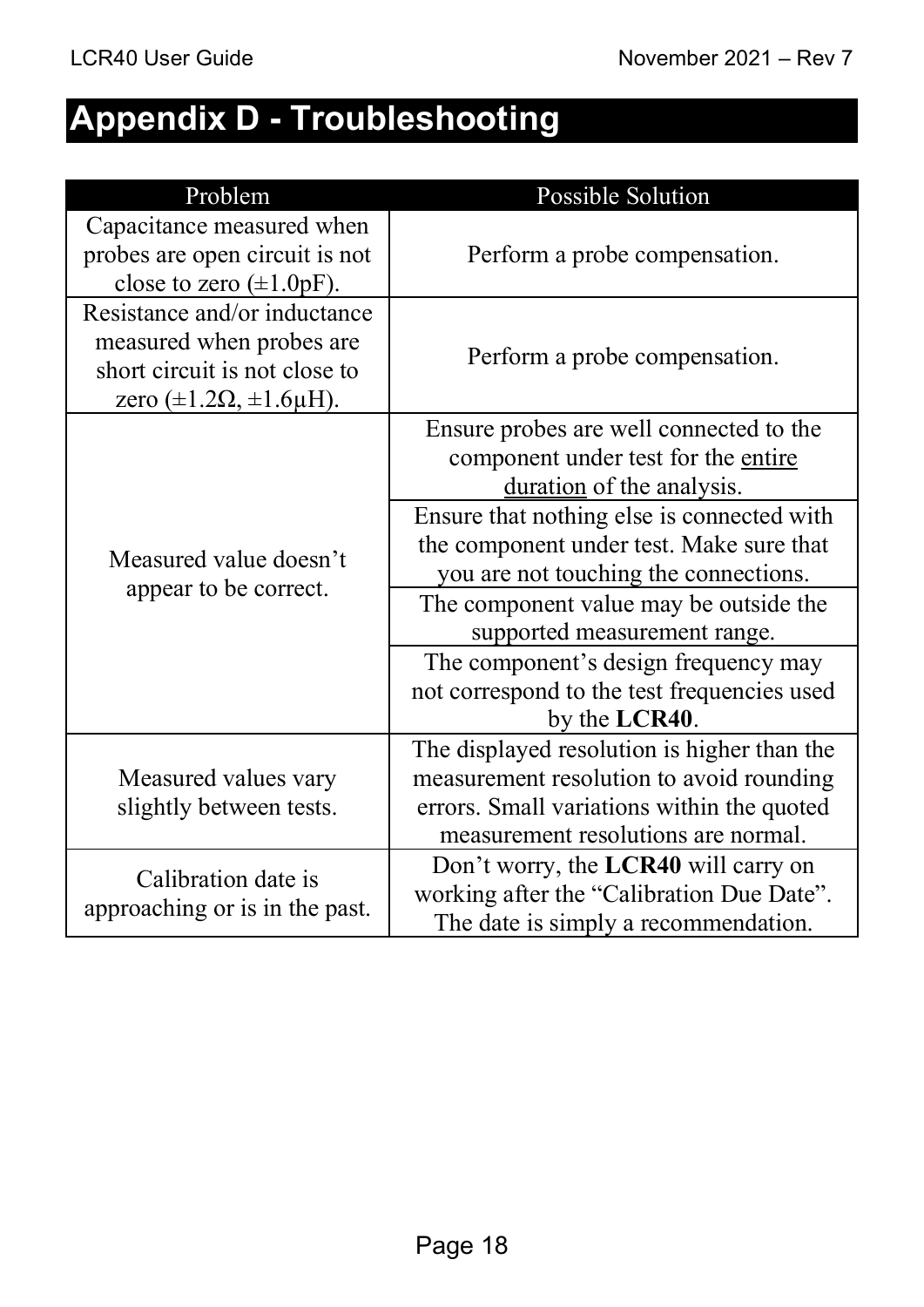# Appendix D - Troubleshooting

| Problem | Possible Solution |
|---|---|
| Capacitance measured when probes are open circuit is not close to zero (±1.0pF). | Perform a probe compensation. |
| Resistance and/or inductance measured when probes are short circuit is not close to zero (±1.2Ω, ±1.6μH). | Perform a probe compensation. |
| Measured value doesn't appear to be correct. | Ensure probes are well connected to the component under test for the <u>entire duration</u> of the analysis. |
| | Ensure that nothing else is connected with the component under test. Make sure that you are not touching the connections. |
| | The component value may be outside the supported measurement range. |
| | The component's design frequency may not correspond to the test frequencies used by the **LCR40**. |
| Measured values vary slightly between tests. | The displayed resolution is higher than the measurement resolution to avoid rounding errors. Small variations within the quoted measurement resolutions are normal. |
| Calibration date is approaching or is in the past. | Don't worry, the **LCR40** will carry on working after the "Calibration Due Date". The date is simply a recommendation. |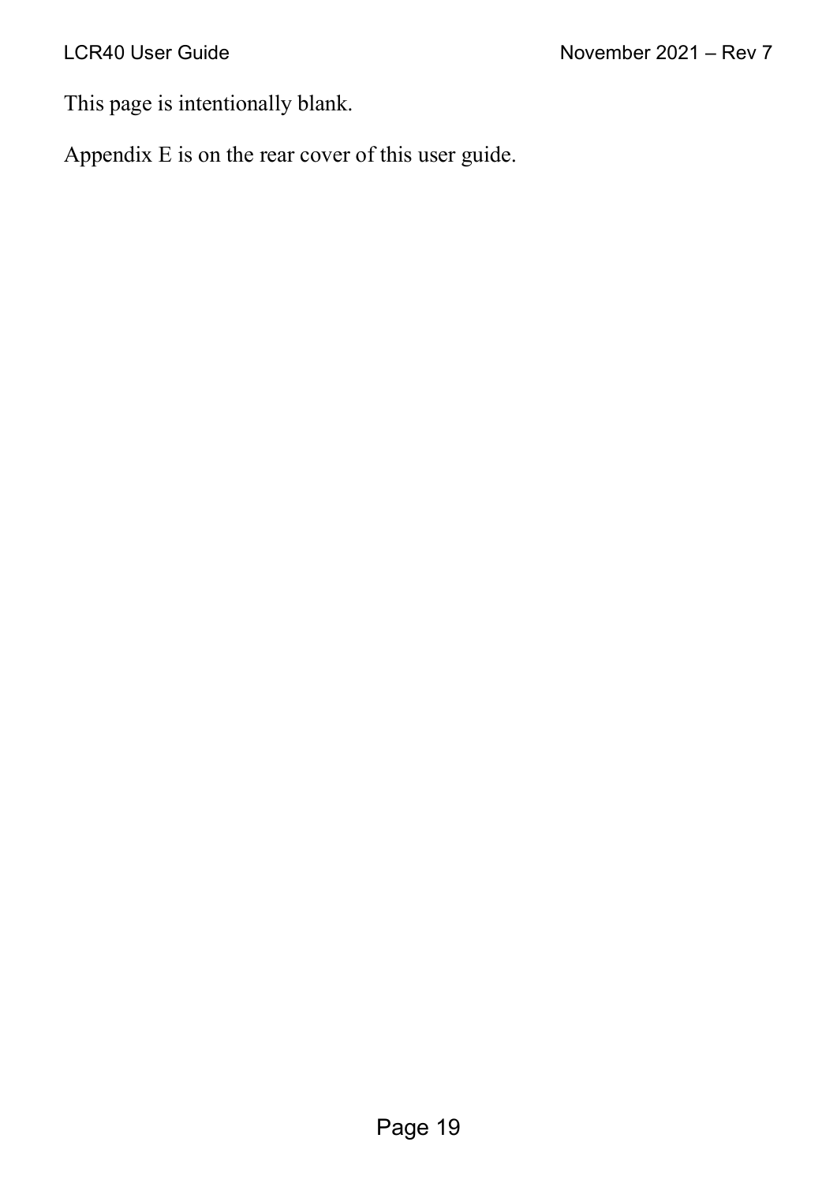This page is intentionally blank.

Appendix E is on the rear cover of this user guide.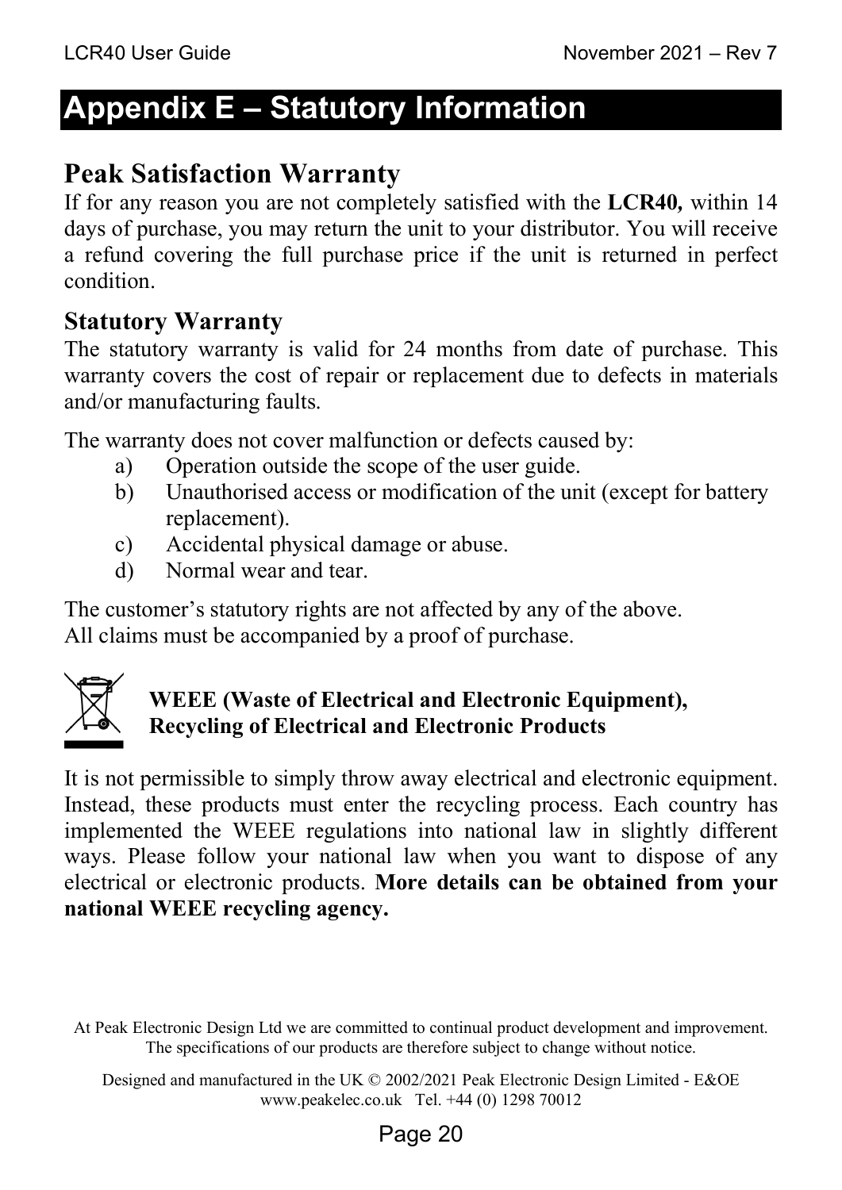# Appendix E – Statutory Information

## Peak Satisfaction Warranty

If for any reason you are not completely satisfied with the **LCR40,** within 14 days of purchase, you may return the unit to your distributor. You will receive a refund covering the full purchase price if the unit is returned in perfect condition.

### Statutory Warranty

The statutory warranty is valid for 24 months from date of purchase. This warranty covers the cost of repair or replacement due to defects in materials and/or manufacturing faults.

The warranty does not cover malfunction or defects caused by:

a) Operation outside the scope of the user guide.
b) Unauthorised access or modification of the unit (except for battery replacement).
c) Accidental physical damage or abuse.
d) Normal wear and tear.

The customer's statutory rights are not affected by any of the above.
All claims must be accompanied by a proof of purchase.

**WEEE (Waste of Electrical and Electronic Equipment), Recycling of Electrical and Electronic Products**

It is not permissible to simply throw away electrical and electronic equipment. Instead, these products must enter the recycling process. Each country has implemented the WEEE regulations into national law in slightly different ways. Please follow your national law when you want to dispose of any electrical or electronic products. **More details can be obtained from your national WEEE recycling agency.**

At Peak Electronic Design Ltd we are committed to continual product development and improvement. The specifications of our products are therefore subject to change without notice.

Designed and manufactured in the UK © 2002/2021 Peak Electronic Design Limited - E&OE
www.peakelec.co.uk Tel. +44 (0) 1298 70012